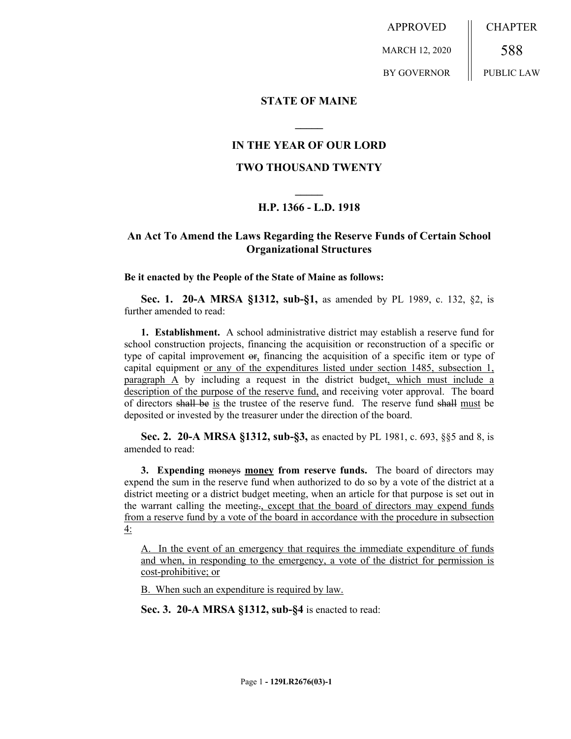APPROVED | CHAPTER
MARCH 12, 2020 | 588
BY GOVERNOR | PUBLIC LAW

**STATE OF MAINE**

**IN THE YEAR OF OUR LORD**

**TWO THOUSAND TWENTY**

**H.P. 1366 - L.D. 1918**

## An Act To Amend the Laws Regarding the Reserve Funds of Certain School Organizational Structures

**Be it enacted by the People of the State of Maine as follows:**

**Sec. 1. 20-A MRSA §1312, sub-§1,** as amended by PL 1989, c. 132, §2, is further amended to read:

**1. Establishment.** A school administrative district may establish a reserve fund for school construction projects, financing the acquisition or reconstruction of a specific or type of capital improvement ~~or~~, financing the acquisition of a specific item or type of capital equipment or any of the expenditures listed under section 1485, subsection 1, paragraph A by including a request in the district budget, which must include a description of the purpose of the reserve fund, and receiving voter approval. The board of directors ~~shall be~~ is the trustee of the reserve fund. The reserve fund ~~shall~~ must be deposited or invested by the treasurer under the direction of the board.

**Sec. 2. 20-A MRSA §1312, sub-§3,** as enacted by PL 1981, c. 693, §§5 and 8, is amended to read:

**3. Expending ~~moneys~~ money from reserve funds.** The board of directors may expend the sum in the reserve fund when authorized to do so by a vote of the district at a district meeting or a district budget meeting, when an article for that purpose is set out in the warrant calling the meeting~~.~~, except that the board of directors may expend funds from a reserve fund by a vote of the board in accordance with the procedure in subsection 4:

A. In the event of an emergency that requires the immediate expenditure of funds and when, in responding to the emergency, a vote of the district for permission is cost-prohibitive; or

B. When such an expenditure is required by law.

**Sec. 3. 20-A MRSA §1312, sub-§4** is enacted to read: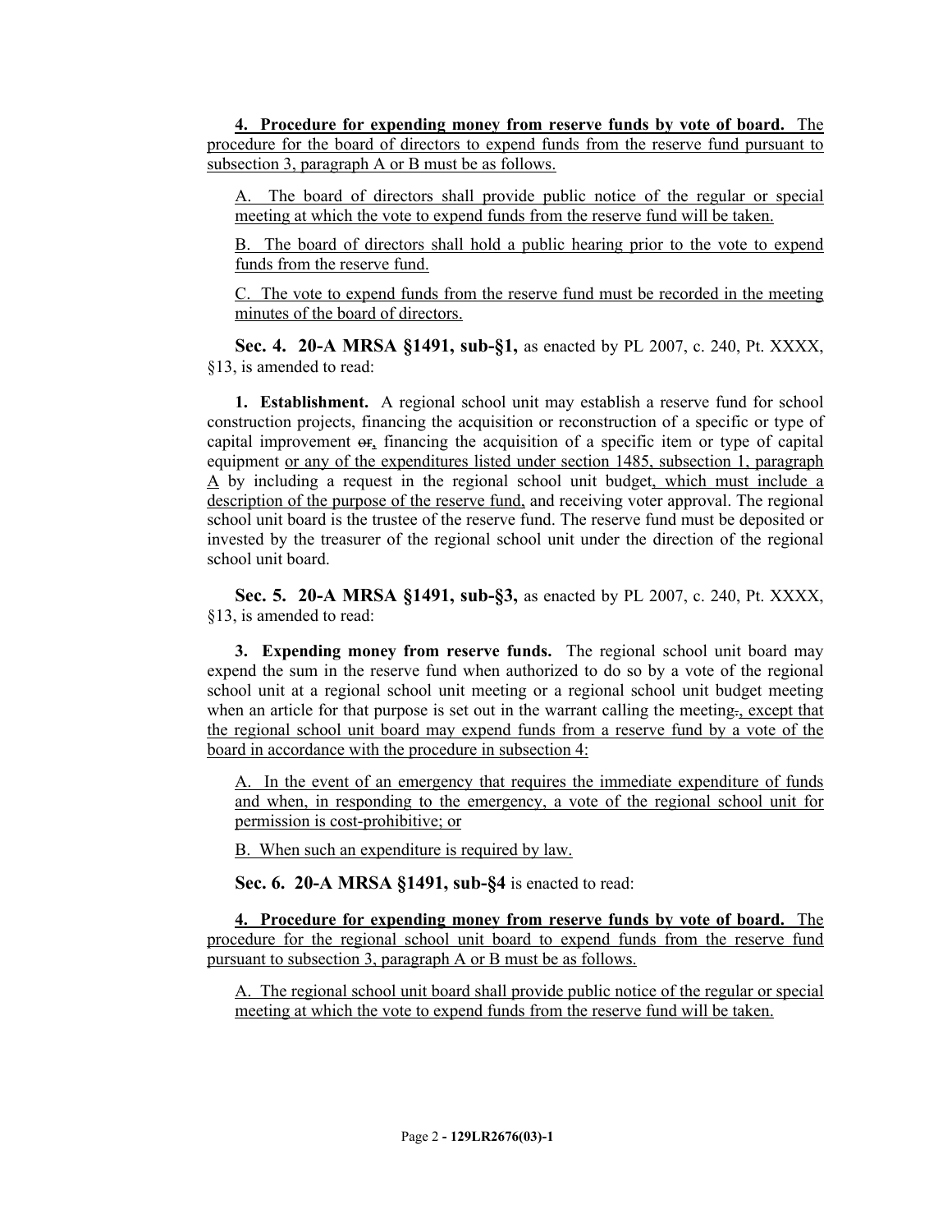**4. Procedure for expending money from reserve funds by vote of board.** The procedure for the board of directors to expend funds from the reserve fund pursuant to subsection 3, paragraph A or B must be as follows.

A. The board of directors shall provide public notice of the regular or special meeting at which the vote to expend funds from the reserve fund will be taken.

B. The board of directors shall hold a public hearing prior to the vote to expend funds from the reserve fund.

C. The vote to expend funds from the reserve fund must be recorded in the meeting minutes of the board of directors.

**Sec. 4. 20-A MRSA §1491, sub-§1,** as enacted by PL 2007, c. 240, Pt. XXXX, §13, is amended to read:

**1. Establishment.** A regional school unit may establish a reserve fund for school construction projects, financing the acquisition or reconstruction of a specific or type of capital improvement ~~or~~, financing the acquisition of a specific item or type of capital equipment or any of the expenditures listed under section 1485, subsection 1, paragraph A by including a request in the regional school unit budget, which must include a description of the purpose of the reserve fund, and receiving voter approval. The regional school unit board is the trustee of the reserve fund. The reserve fund must be deposited or invested by the treasurer of the regional school unit under the direction of the regional school unit board.

**Sec. 5. 20-A MRSA §1491, sub-§3,** as enacted by PL 2007, c. 240, Pt. XXXX, §13, is amended to read:

**3. Expending money from reserve funds.** The regional school unit board may expend the sum in the reserve fund when authorized to do so by a vote of the regional school unit at a regional school unit meeting or a regional school unit budget meeting when an article for that purpose is set out in the warrant calling the meeting~~.~~, except that the regional school unit board may expend funds from a reserve fund by a vote of the board in accordance with the procedure in subsection 4:

A. In the event of an emergency that requires the immediate expenditure of funds and when, in responding to the emergency, a vote of the regional school unit for permission is cost-prohibitive; or

B. When such an expenditure is required by law.

**Sec. 6. 20-A MRSA §1491, sub-§4** is enacted to read:

**4. Procedure for expending money from reserve funds by vote of board.** The procedure for the regional school unit board to expend funds from the reserve fund pursuant to subsection 3, paragraph A or B must be as follows.

A. The regional school unit board shall provide public notice of the regular or special meeting at which the vote to expend funds from the reserve fund will be taken.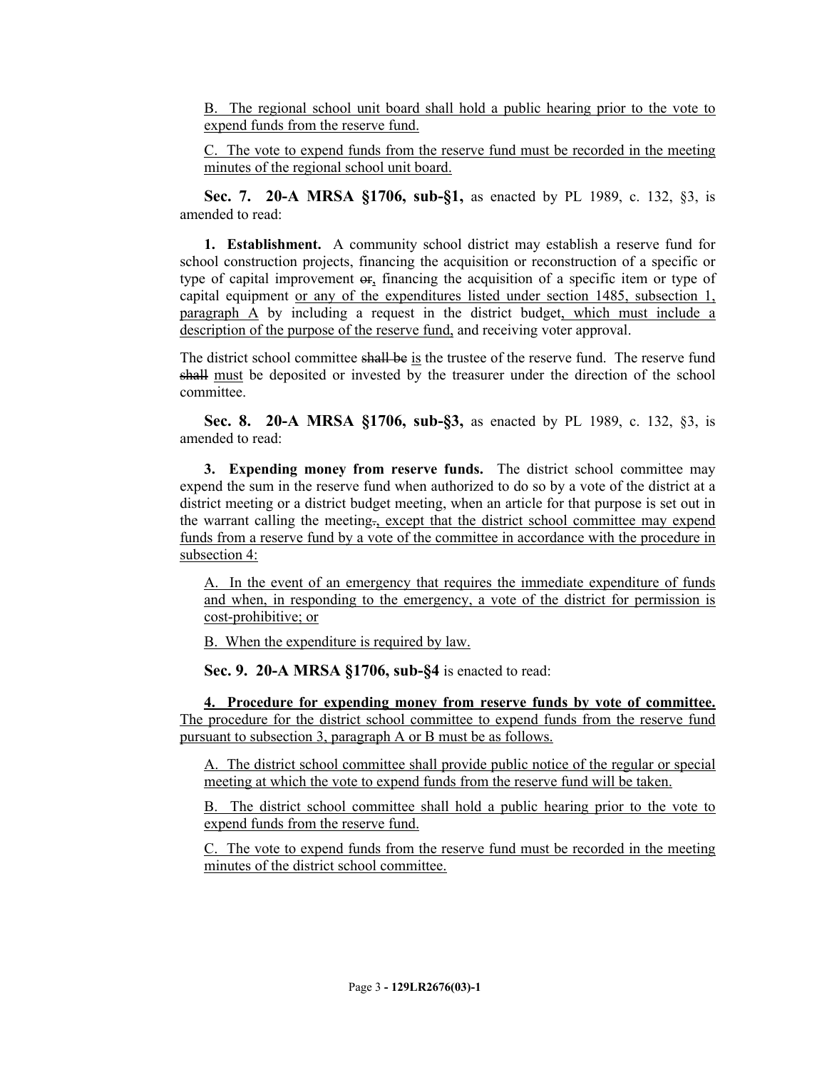B. The regional school unit board shall hold a public hearing prior to the vote to expend funds from the reserve fund.

C. The vote to expend funds from the reserve fund must be recorded in the meeting minutes of the regional school unit board.

**Sec. 7. 20-A MRSA §1706, sub-§1,** as enacted by PL 1989, c. 132, §3, is amended to read:

**1. Establishment.** A community school district may establish a reserve fund for school construction projects, financing the acquisition or reconstruction of a specific or type of capital improvement ~~or~~, financing the acquisition of a specific item or type of capital equipment or any of the expenditures listed under section 1485, subsection 1, paragraph A by including a request in the district budget, which must include a description of the purpose of the reserve fund, and receiving voter approval.

The district school committee ~~shall be~~ is the trustee of the reserve fund. The reserve fund ~~shall~~ must be deposited or invested by the treasurer under the direction of the school committee.

**Sec. 8. 20-A MRSA §1706, sub-§3,** as enacted by PL 1989, c. 132, §3, is amended to read:

**3. Expending money from reserve funds.** The district school committee may expend the sum in the reserve fund when authorized to do so by a vote of the district at a district meeting or a district budget meeting, when an article for that purpose is set out in the warrant calling the meeting~~.~~, except that the district school committee may expend funds from a reserve fund by a vote of the committee in accordance with the procedure in subsection 4:

A. In the event of an emergency that requires the immediate expenditure of funds and when, in responding to the emergency, a vote of the district for permission is cost-prohibitive; or

B. When the expenditure is required by law.

**Sec. 9. 20-A MRSA §1706, sub-§4** is enacted to read:

**4. Procedure for expending money from reserve funds by vote of committee.** The procedure for the district school committee to expend funds from the reserve fund pursuant to subsection 3, paragraph A or B must be as follows.

A. The district school committee shall provide public notice of the regular or special meeting at which the vote to expend funds from the reserve fund will be taken.

B. The district school committee shall hold a public hearing prior to the vote to expend funds from the reserve fund.

C. The vote to expend funds from the reserve fund must be recorded in the meeting minutes of the district school committee.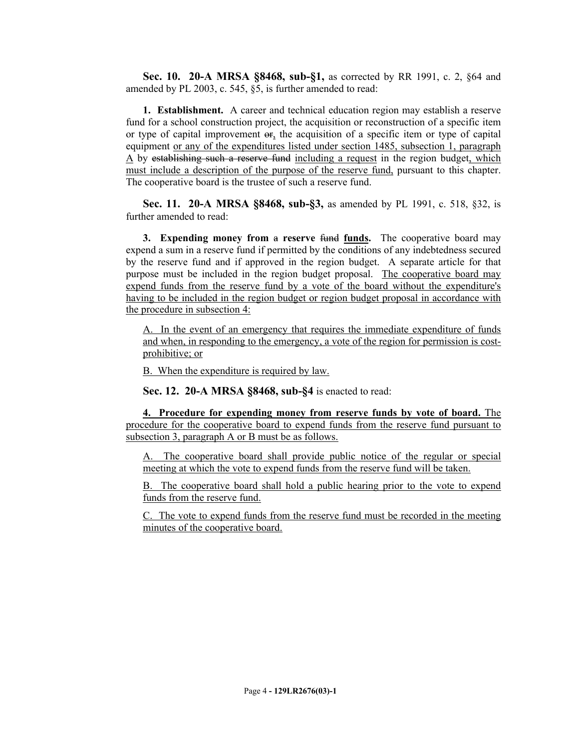**Sec. 10. 20-A MRSA §8468, sub-§1,** as corrected by RR 1991, c. 2, §64 and amended by PL 2003, c. 545, §5, is further amended to read:

**1. Establishment.** A career and technical education region may establish a reserve fund for a school construction project, the acquisition or reconstruction of a specific item or type of capital improvement ~~or~~<u>,</u> the acquisition of a specific item or type of capital equipment <u>or any of the expenditures listed under section 1485, subsection 1, paragraph A</u> by ~~establishing such a reserve fund~~ <u>including a request</u> in the region budget<u>, which must include a description of the purpose of the reserve fund,</u> pursuant to this chapter. The cooperative board is the trustee of such a reserve fund.

**Sec. 11. 20-A MRSA §8468, sub-§3,** as amended by PL 1991, c. 518, §32, is further amended to read:

**3. Expending money from** ~~a~~ **reserve** ~~fund~~ <u>**funds**</u>**.** The cooperative board may expend a sum in a reserve fund if permitted by the conditions of any indebtedness secured by the reserve fund and if approved in the region budget. A separate article for that purpose must be included in the region budget proposal. <u>The cooperative board may expend funds from the reserve fund by a vote of the board without the expenditure's having to be included in the region budget or region budget proposal in accordance with the procedure in subsection 4:</u>

<u>A. In the event of an emergency that requires the immediate expenditure of funds and when, in responding to the emergency, a vote of the region for permission is cost-prohibitive; or</u>

<u>B. When the expenditure is required by law.</u>

**Sec. 12. 20-A MRSA §8468, sub-§4** is enacted to read:

<u>**4. Procedure for expending money from reserve funds by vote of board.** The procedure for the cooperative board to expend funds from the reserve fund pursuant to subsection 3, paragraph A or B must be as follows.</u>

<u>A. The cooperative board shall provide public notice of the regular or special meeting at which the vote to expend funds from the reserve fund will be taken.</u>

<u>B. The cooperative board shall hold a public hearing prior to the vote to expend funds from the reserve fund.</u>

<u>C. The vote to expend funds from the reserve fund must be recorded in the meeting minutes of the cooperative board.</u>